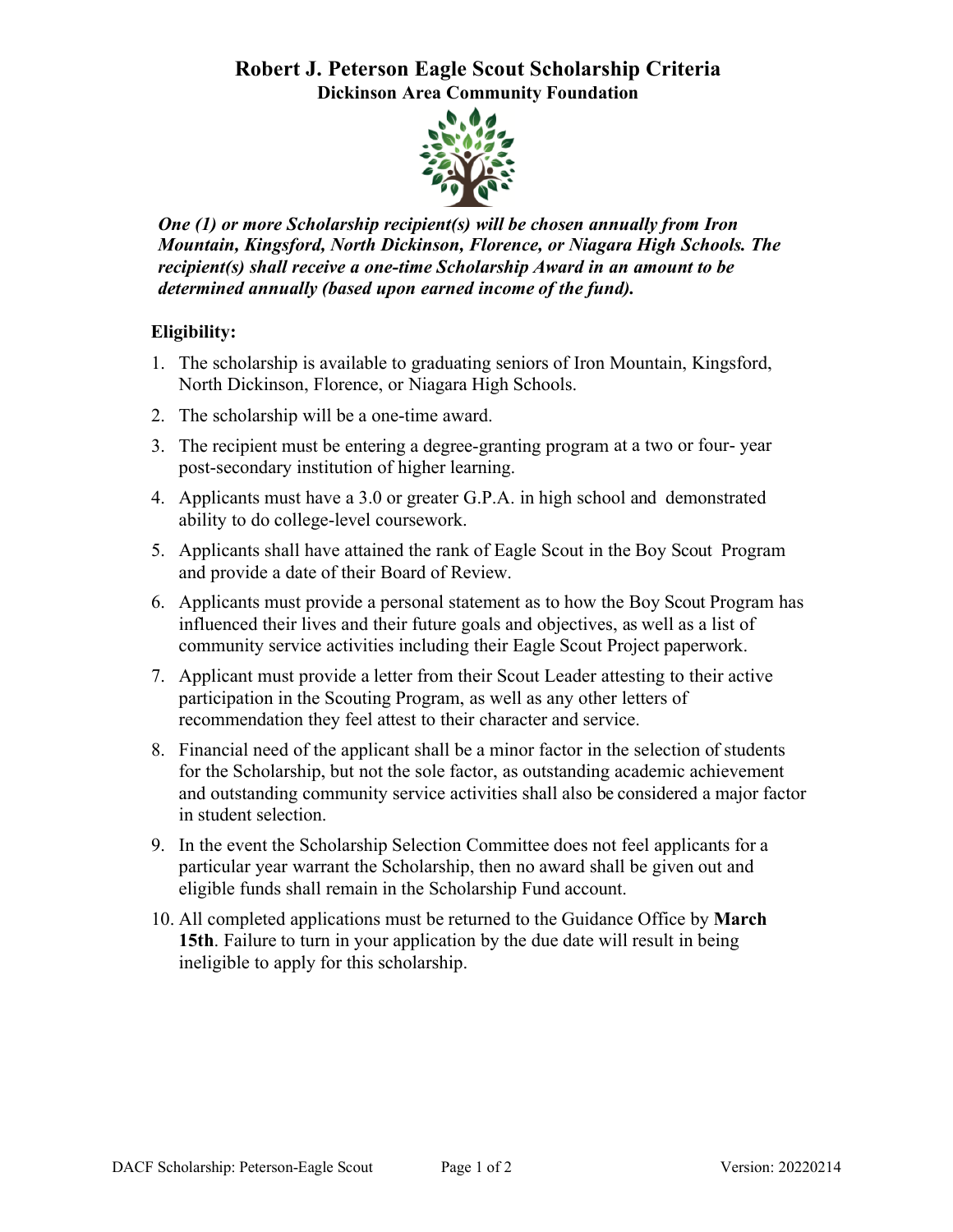# Robert J. Peterson Eagle Scout Scholarship Criteria

## Dickinson Area Community Foundation

***One (1) or more Scholarship recipient(s) will be chosen annually from Iron Mountain, Kingsford, North Dickinson, Florence, or Niagara High Schools. The recipient(s) shall receive a one-time Scholarship Award in an amount to be determined annually (based upon earned income of the fund).***

**Eligibility:**

1. The scholarship is available to graduating seniors of Iron Mountain, Kingsford, North Dickinson, Florence, or Niagara High Schools.
2. The scholarship will be a one-time award.
3. The recipient must be entering a degree-granting program at a two or four- year post-secondary institution of higher learning.
4. Applicants must have a 3.0 or greater G.P.A. in high school and demonstrated ability to do college-level coursework.
5. Applicants shall have attained the rank of Eagle Scout in the Boy Scout Program and provide a date of their Board of Review.
6. Applicants must provide a personal statement as to how the Boy Scout Program has influenced their lives and their future goals and objectives, as well as a list of community service activities including their Eagle Scout Project paperwork.
7. Applicant must provide a letter from their Scout Leader attesting to their active participation in the Scouting Program, as well as any other letters of recommendation they feel attest to their character and service.
8. Financial need of the applicant shall be a minor factor in the selection of students for the Scholarship, but not the sole factor, as outstanding academic achievement and outstanding community service activities shall also be considered a major factor in student selection.
9. In the event the Scholarship Selection Committee does not feel applicants for a particular year warrant the Scholarship, then no award shall be given out and eligible funds shall remain in the Scholarship Fund account.
10. All completed applications must be returned to the Guidance Office by **March 15th**. Failure to turn in your application by the due date will result in being ineligible to apply for this scholarship.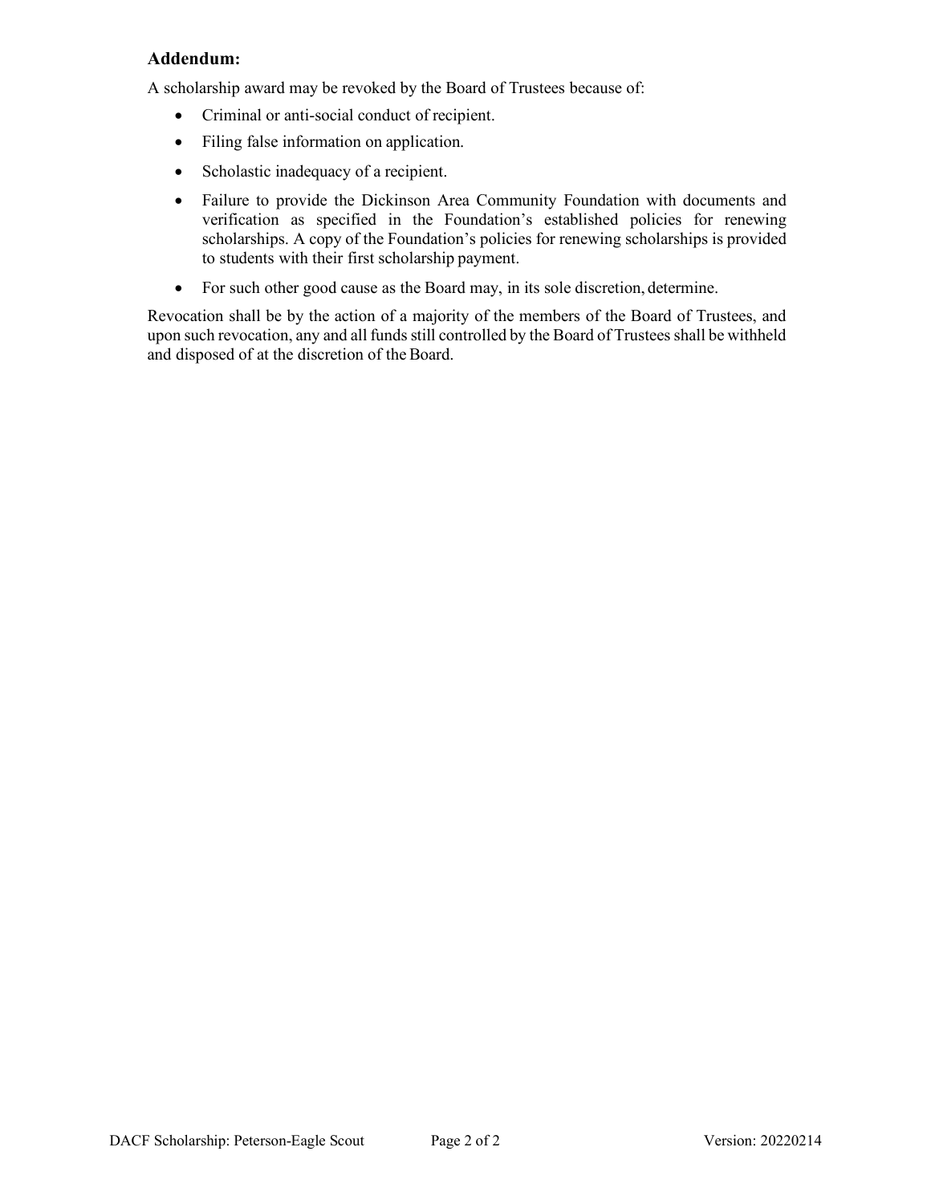**Addendum:**

A scholarship award may be revoked by the Board of Trustees because of:

- Criminal or anti-social conduct of recipient.
- Filing false information on application.
- Scholastic inadequacy of a recipient.
- Failure to provide the Dickinson Area Community Foundation with documents and verification as specified in the Foundation's established policies for renewing scholarships. A copy of the Foundation's policies for renewing scholarships is provided to students with their first scholarship payment.
- For such other good cause as the Board may, in its sole discretion, determine.

Revocation shall be by the action of a majority of the members of the Board of Trustees, and upon such revocation, any and all funds still controlled by the Board of Trustees shall be withheld and disposed of at the discretion of the Board.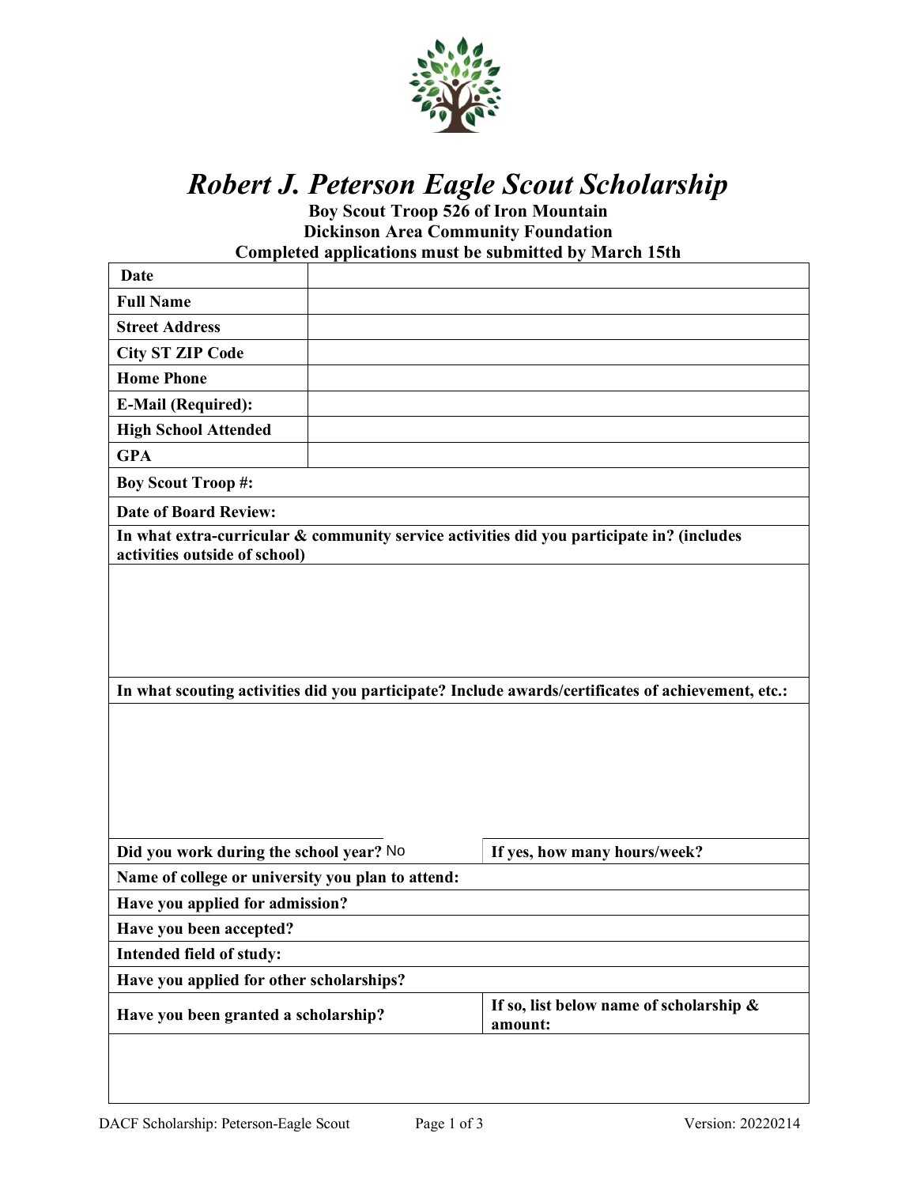# *Robert J. Peterson Eagle Scout Scholarship*

**Boy Scout Troop 526 of Iron Mountain**
**Dickinson Area Community Foundation**
**Completed applications must be submitted by March 15th**

| **Date** | |
|---|---|
| **Full Name** | |
| **Street Address** | |
| **City ST ZIP Code** | |
| **Home Phone** | |
| **E-Mail (Required):** | |
| **High School Attended** | |
| **GPA** | |

**Boy Scout Troop #:**

**Date of Board Review:**

**In what extra-curricular & community service activities did you participate in? (includes activities outside of school)**

**In what scouting activities did you participate? Include awards/certificates of achievement, etc.:**

| **Did you work during the school year?** No | **If yes, how many hours/week?** |
|---|---|

**Name of college or university you plan to attend:**

**Have you applied for admission?**

**Have you been accepted?**

**Intended field of study:**

**Have you applied for other scholarships?**

| **Have you been granted a scholarship?** | **If so, list below name of scholarship & amount:** |
|---|---|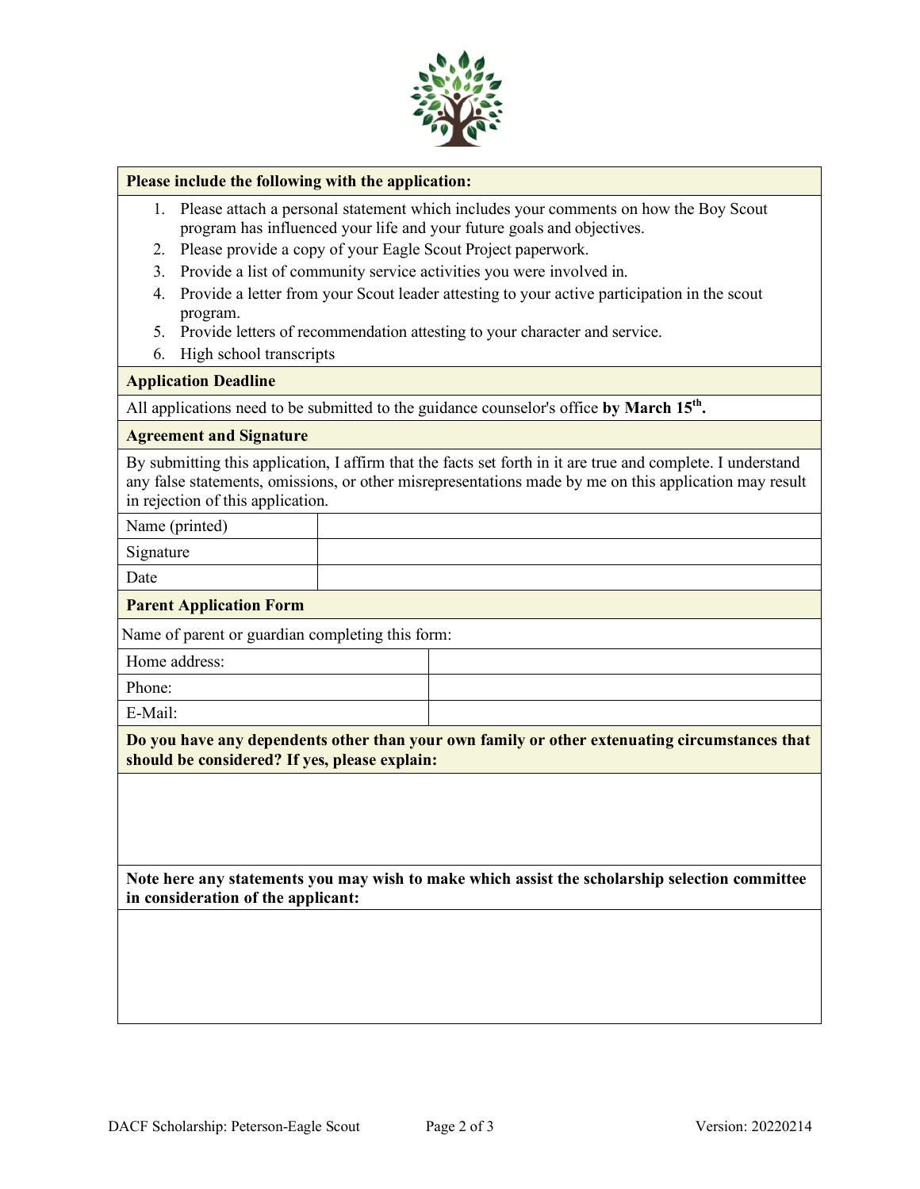**Please include the following with the application:**

1. Please attach a personal statement which includes your comments on how the Boy Scout program has influenced your life and your future goals and objectives.
2. Please provide a copy of your Eagle Scout Project paperwork.
3. Provide a list of community service activities you were involved in.
4. Provide a letter from your Scout leader attesting to your active participation in the scout program.
5. Provide letters of recommendation attesting to your character and service.
6. High school transcripts

**Application Deadline**

All applications need to be submitted to the guidance counselor's office **by March 15th.**

**Agreement and Signature**

By submitting this application, I affirm that the facts set forth in it are true and complete. I understand any false statements, omissions, or other misrepresentations made by me on this application may result in rejection of this application.

| Name (printed) | |
|---|---|
| Signature | |
| Date | |

**Parent Application Form**

Name of parent or guardian completing this form:

| Home address: | |
|---|---|
| Phone: | |
| E-Mail: | |

**Do you have any dependents other than your own family or other extenuating circumstances that should be considered? If yes, please explain:**

**Note here any statements you may wish to make which assist the scholarship selection committee in consideration of the applicant:**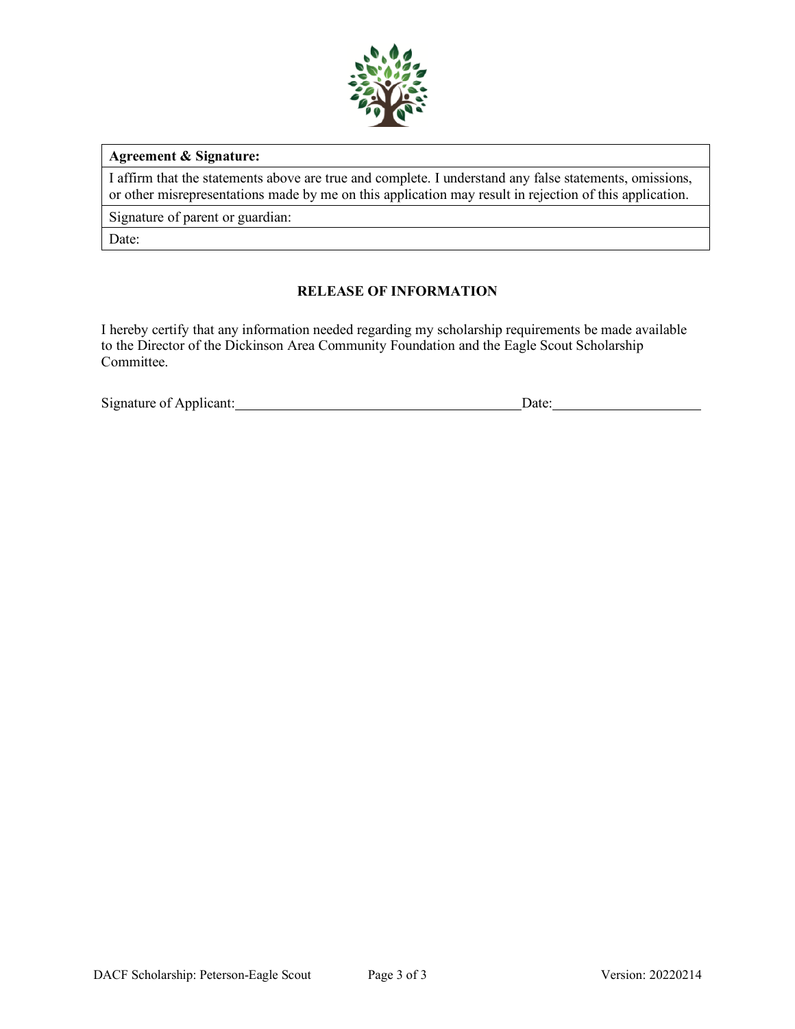| **Agreement & Signature:** |
| --- |
| I affirm that the statements above are true and complete. I understand any false statements, omissions, or other misrepresentations made by me on this application may result in rejection of this application. |
| Signature of parent or guardian: |
| Date: |

**RELEASE OF INFORMATION**

I hereby certify that any information needed regarding my scholarship requirements be made available to the Director of the Dickinson Area Community Foundation and the Eagle Scout Scholarship Committee.

Signature of Applicant:_________________________________________Date:_____________________